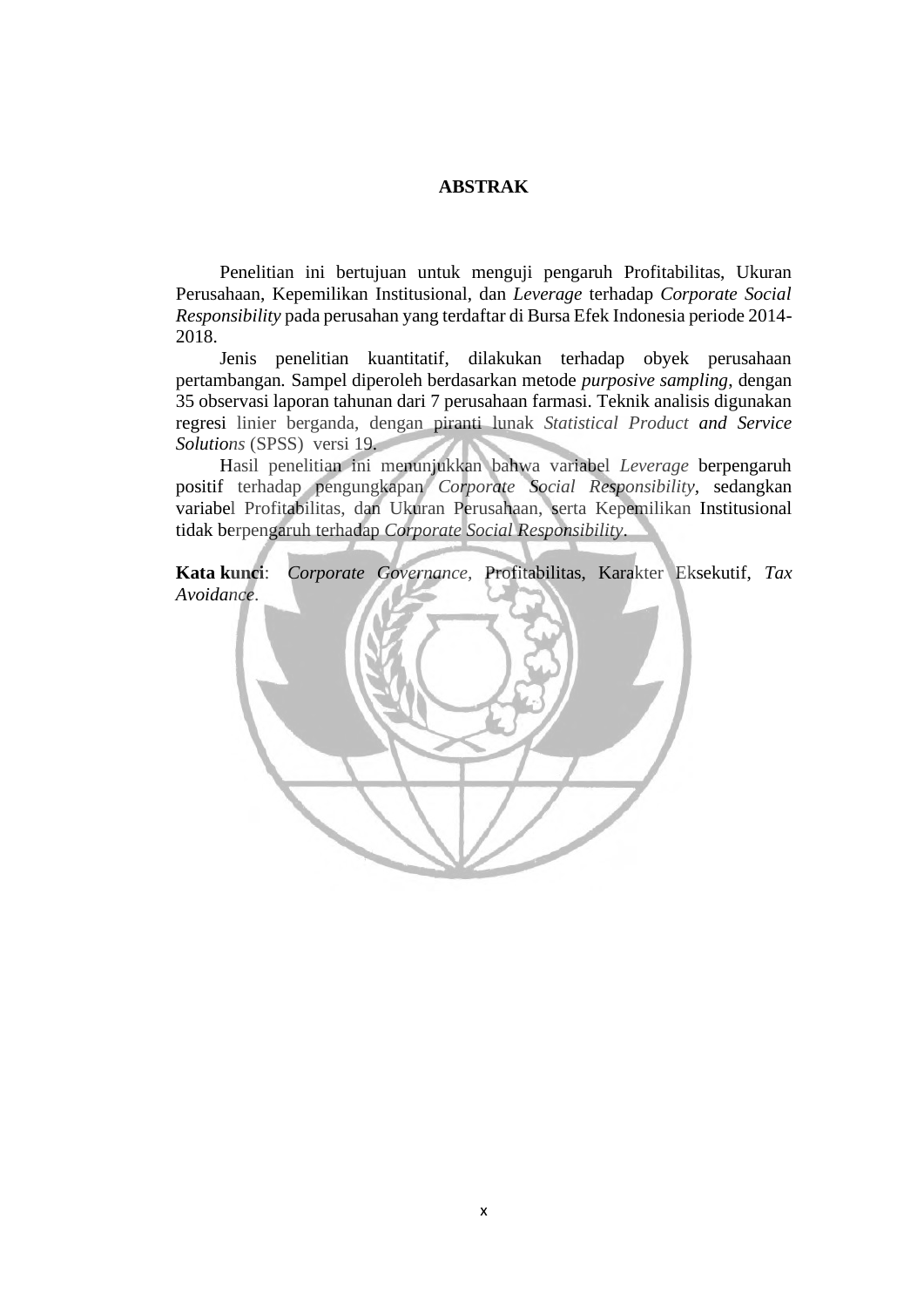# ABSTRAK

Penelitian ini bertujuan untuk menguji pengaruh Profitabilitas, Ukuran Perusahaan, Kepemilikan Institusional, dan *Leverage* terhadap *Corporate Social Responsibility* pada perusahan yang terdaftar di Bursa Efek Indonesia periode 2014-2018.

Jenis penelitian kuantitatif, dilakukan terhadap obyek perusahaan pertambangan. Sampel diperoleh berdasarkan metode *purposive sampling*, dengan 35 observasi laporan tahunan dari 7 perusahaan farmasi. Teknik analisis digunakan regresi linier berganda, dengan piranti lunak *Statistical Product and Service Solutions* (SPSS) versi 19.

Hasil penelitian ini menunjukkan bahwa variabel *Leverage* berpengaruh positif terhadap pengungkapan *Corporate Social Responsibility*, sedangkan variabel Profitabilitas, dan Ukuran Perusahaan, serta Kepemilikan Institusional tidak berpengaruh terhadap *Corporate Social Responsibility*.

**Kata kunci**: *Corporate Governance,* Profitabilitas, Karakter Eksekutif, *Tax Avoidance*.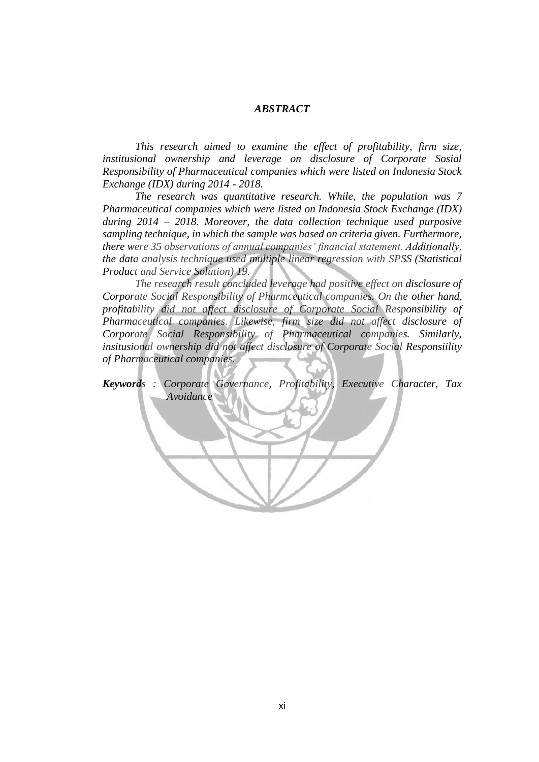### *ABSTRACT*

*This research aimed to examine the effect of profitability, firm size, institusional ownership and leverage on disclosure of Corporate Sosial Responsibility of Pharmaceutical companies which were listed on Indonesia Stock Exchange (IDX) during 2014 - 2018.*

*The research was quantitative research. While, the population was 7 Pharmaceutical companies which were listed on Indonesia Stock Exchange (IDX) during 2014 – 2018. Moreover, the data collection technique used purposive sampling technique, in which the sample was based on criteria given. Furthermore, there were 35 observations of annual companies' financial statement. Additionally, the data analysis technique used multiple linear regression with SPSS (Statistical Product and Service Solution) 19.*

*The research result concluded leverage had positive effect on disclosure of Corporate Social Responsibility of Pharmceutical companies. On the other hand, profitability did not affect disclosure of Corporate Social Responsibility of Pharmaceutical companies. Likewise, firm size did not affect disclosure of Corporate Social Responsibility of Pharmaceutical companies. Similarly, insitusional ownership did not affect disclosure of Corporate Social Responsiility of Pharmaceutical companies.*

***Keywords** : Corporate Governance, Profitability, Executive Character, Tax Avoidance*